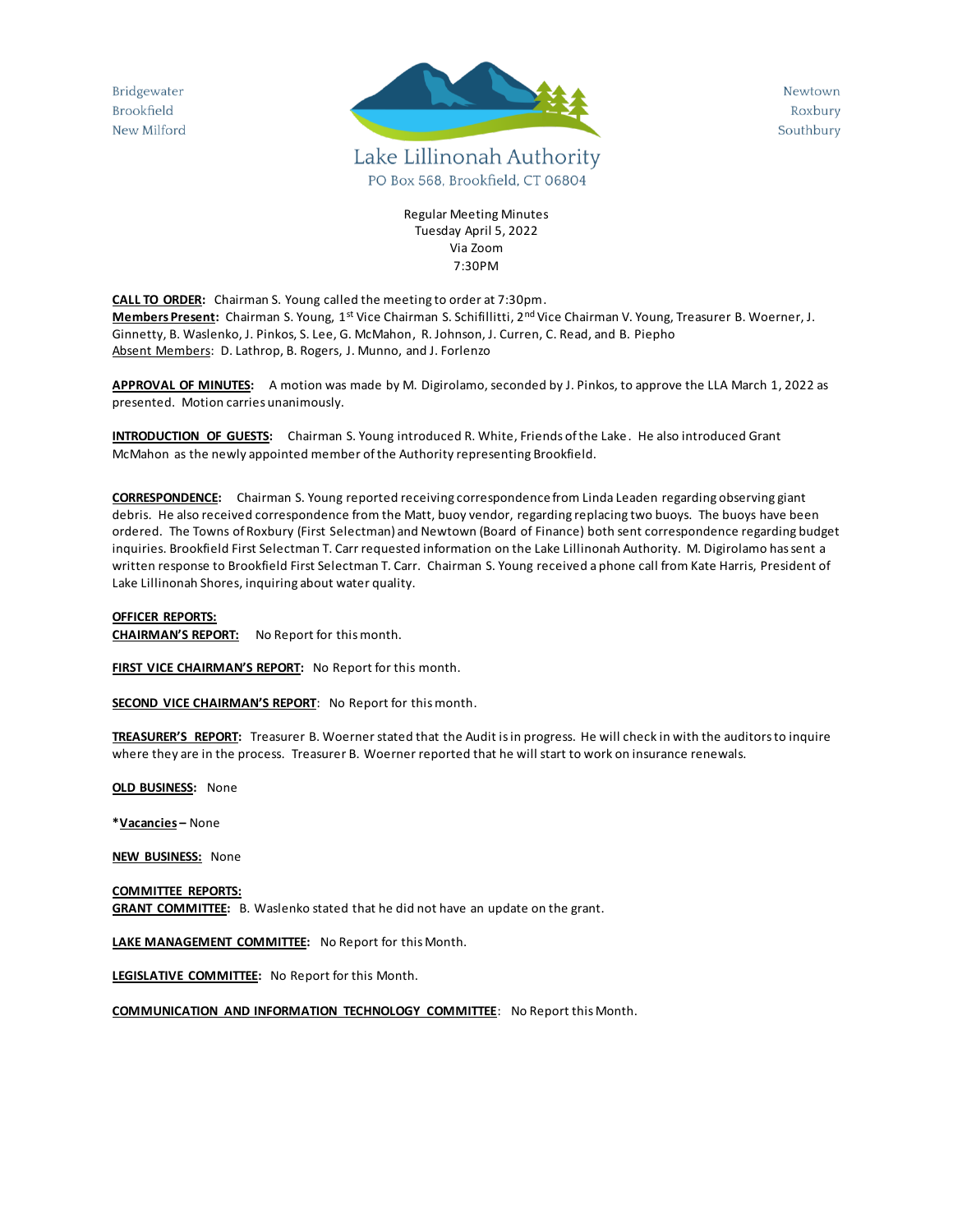Bridgewater
Brookfield
New Milford

# Lake Lillinonah Authority

PO Box 568, Brookfield, CT 06804

Newtown
Roxbury
Southbury

Regular Meeting Minutes
Tuesday April 5, 2022
Via Zoom
7:30PM

**CALL TO ORDER:** Chairman S. Young called the meeting to order at 7:30pm.
**Members Present:** Chairman S. Young, 1st Vice Chairman S. Schifillitti, 2nd Vice Chairman V. Young, Treasurer B. Woerner, J. Ginnetty, B. Waslenko, J. Pinkos, S. Lee, G. McMahon, R. Johnson, J. Curren, C. Read, and B. Piepho
Absent Members: D. Lathrop, B. Rogers, J. Munno, and J. Forlenzo

**APPROVAL OF MINUTES:** A motion was made by M. Digirolamo, seconded by J. Pinkos, to approve the LLA March 1, 2022 as presented. Motion carries unanimously.

**INTRODUCTION OF GUESTS:** Chairman S. Young introduced R. White, Friends of the Lake. He also introduced Grant McMahon as the newly appointed member of the Authority representing Brookfield.

**CORRESPONDENCE:** Chairman S. Young reported receiving correspondence from Linda Leaden regarding observing giant debris. He also received correspondence from the Matt, buoy vendor, regarding replacing two buoys. The buoys have been ordered. The Towns of Roxbury (First Selectman) and Newtown (Board of Finance) both sent correspondence regarding budget inquiries. Brookfield First Selectman T. Carr requested information on the Lake Lillinonah Authority. M. Digirolamo has sent a written response to Brookfield First Selectman T. Carr. Chairman S. Young received a phone call from Kate Harris, President of Lake Lillinonah Shores, inquiring about water quality.

**OFFICER REPORTS:**
**CHAIRMAN'S REPORT:** No Report for this month.

**FIRST VICE CHAIRMAN'S REPORT:** No Report for this month.

**SECOND VICE CHAIRMAN'S REPORT:** No Report for this month.

**TREASURER'S REPORT:** Treasurer B. Woerner stated that the Audit is in progress. He will check in with the auditors to inquire where they are in the process. Treasurer B. Woerner reported that he will start to work on insurance renewals.

**OLD BUSINESS:** None

***Vacancies** – None

**NEW BUSINESS:** None

**COMMITTEE REPORTS:**
**GRANT COMMITTEE:** B. Waslenko stated that he did not have an update on the grant.

**LAKE MANAGEMENT COMMITTEE:** No Report for this Month.

**LEGISLATIVE COMMITTEE:** No Report for this Month.

**COMMUNICATION AND INFORMATION TECHNOLOGY COMMITTEE:** No Report this Month.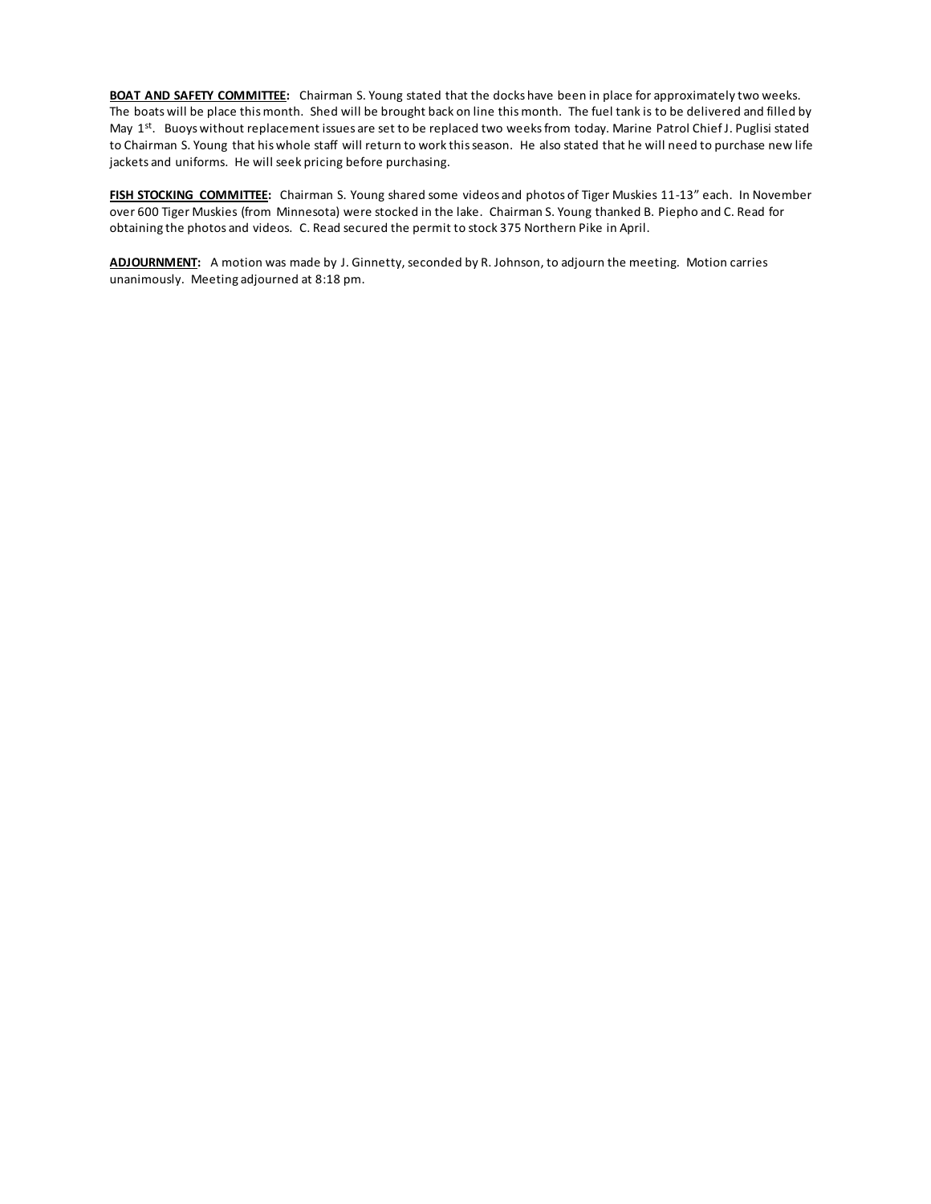**BOAT AND SAFETY COMMITTEE:** Chairman S. Young stated that the docks have been in place for approximately two weeks. The boats will be place this month. Shed will be brought back on line this month. The fuel tank is to be delivered and filled by May 1st. Buoys without replacement issues are set to be replaced two weeks from today. Marine Patrol Chief J. Puglisi stated to Chairman S. Young that his whole staff will return to work this season. He also stated that he will need to purchase new life jackets and uniforms. He will seek pricing before purchasing.

**FISH STOCKING COMMITTEE:** Chairman S. Young shared some videos and photos of Tiger Muskies 11-13" each. In November over 600 Tiger Muskies (from Minnesota) were stocked in the lake. Chairman S. Young thanked B. Piepho and C. Read for obtaining the photos and videos. C. Read secured the permit to stock 375 Northern Pike in April.

**ADJOURNMENT:** A motion was made by J. Ginnetty, seconded by R. Johnson, to adjourn the meeting. Motion carries unanimously. Meeting adjourned at 8:18 pm.